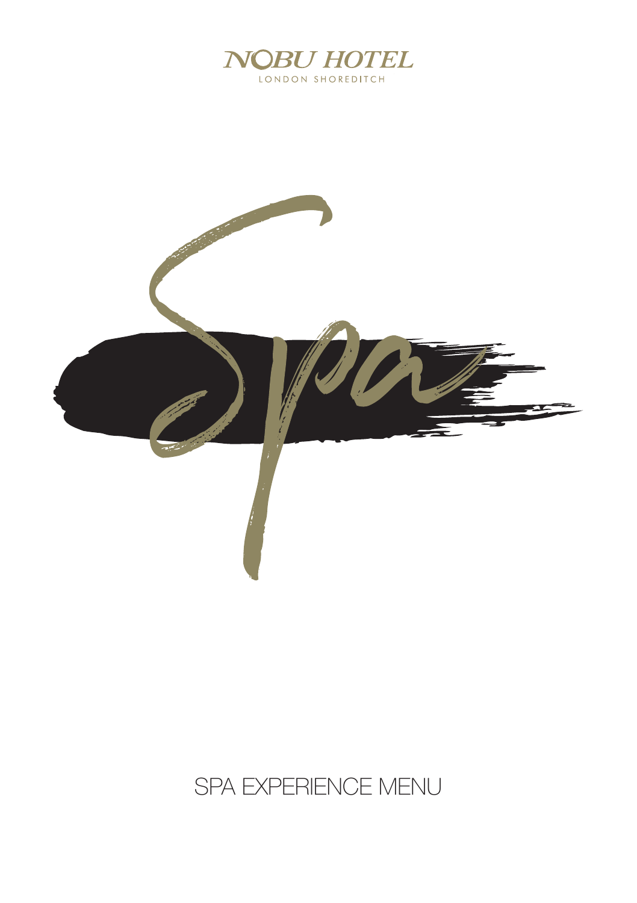NOBU HOTEL

LONDON SHOREDITCH

Spa

# SPA EXPERIENCE MENU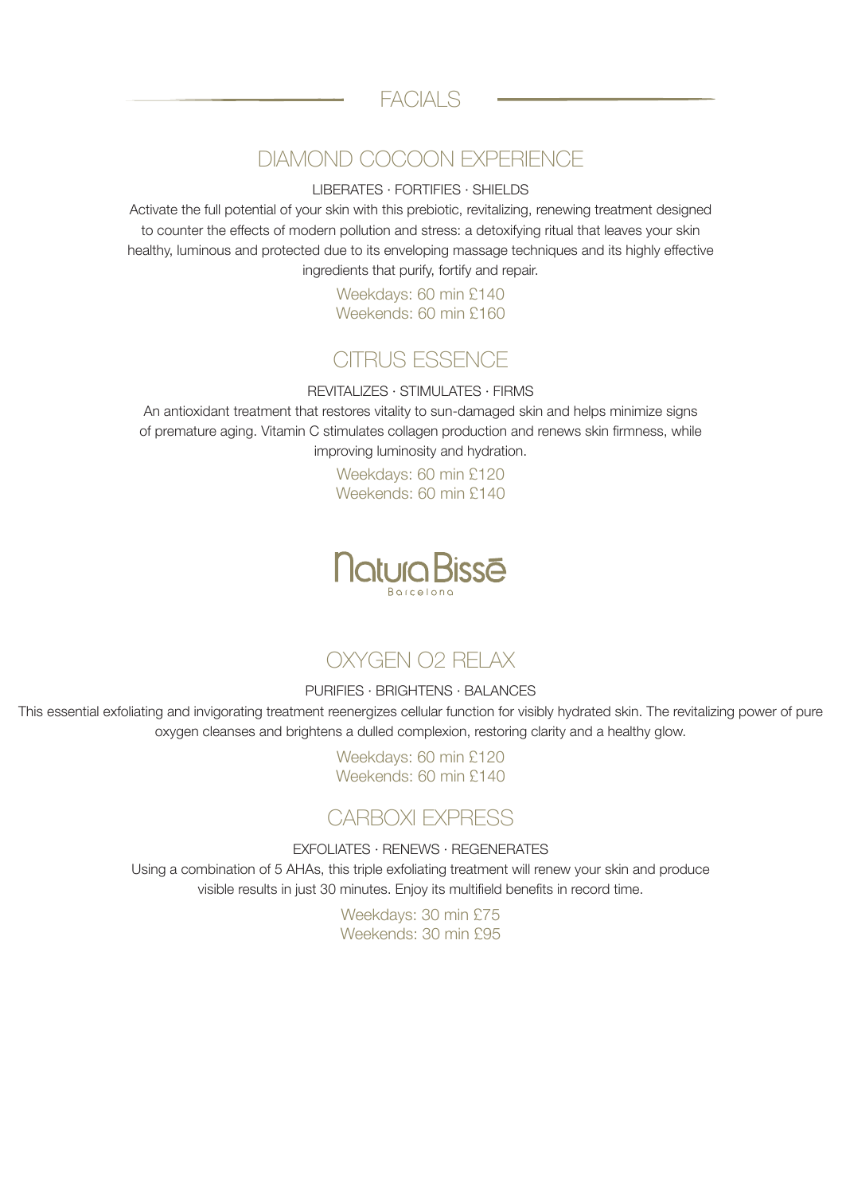# FACIALS

## DIAMOND COCOON EXPERIENCE

LIBERATES · FORTIFIES · SHIELDS

Activate the full potential of your skin with this prebiotic, revitalizing, renewing treatment designed to counter the effects of modern pollution and stress: a detoxifying ritual that leaves your skin healthy, luminous and protected due to its enveloping massage techniques and its highly effective ingredients that purify, fortify and repair.

Weekdays: 60 min £140
Weekends: 60 min £160

## CITRUS ESSENCE

REVITALIZES · STIMULATES · FIRMS

An antioxidant treatment that restores vitality to sun-damaged skin and helps minimize signs of premature aging. Vitamin C stimulates collagen production and renews skin firmness, while improving luminosity and hydration.

Weekdays: 60 min £120
Weekends: 60 min £140

Natura Bissé
Barcelona

## OXYGEN O2 RELAX

PURIFIES · BRIGHTENS · BALANCES

This essential exfoliating and invigorating treatment reenergizes cellular function for visibly hydrated skin. The revitalizing power of pure oxygen cleanses and brightens a dulled complexion, restoring clarity and a healthy glow.

Weekdays: 60 min £120
Weekends: 60 min £140

## CARBOXI EXPRESS

EXFOLIATES · RENEWS · REGENERATES

Using a combination of 5 AHAs, this triple exfoliating treatment will renew your skin and produce visible results in just 30 minutes. Enjoy its multifield benefits in record time.

Weekdays: 30 min £75
Weekends: 30 min £95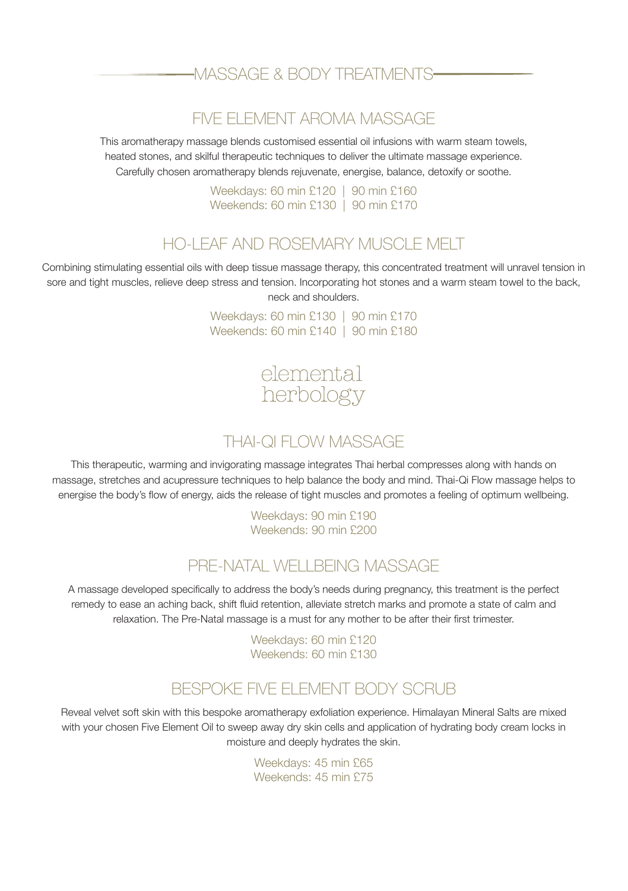# MASSAGE & BODY TREATMENTS

## FIVE ELEMENT AROMA MASSAGE

This aromatherapy massage blends customised essential oil infusions with warm steam towels, heated stones, and skilful therapeutic techniques to deliver the ultimate massage experience. Carefully chosen aromatherapy blends rejuvenate, energise, balance, detoxify or soothe.

Weekdays: 60 min £120 | 90 min £160
Weekends: 60 min £130 | 90 min £170

## HO-LEAF AND ROSEMARY MUSCLE MELT

Combining stimulating essential oils with deep tissue massage therapy, this concentrated treatment will unravel tension in sore and tight muscles, relieve deep stress and tension. Incorporating hot stones and a warm steam towel to the back, neck and shoulders.

Weekdays: 60 min £130 | 90 min £170
Weekends: 60 min £140 | 90 min £180

elemental
herbology

## THAI-QI FLOW MASSAGE

This therapeutic, warming and invigorating massage integrates Thai herbal compresses along with hands on massage, stretches and acupressure techniques to help balance the body and mind. Thai-Qi Flow massage helps to energise the body's flow of energy, aids the release of tight muscles and promotes a feeling of optimum wellbeing.

Weekdays: 90 min £190
Weekends: 90 min £200

## PRE-NATAL WELLBEING MASSAGE

A massage developed specifically to address the body's needs during pregnancy, this treatment is the perfect remedy to ease an aching back, shift fluid retention, alleviate stretch marks and promote a state of calm and relaxation. The Pre-Natal massage is a must for any mother to be after their first trimester.

Weekdays: 60 min £120
Weekends: 60 min £130

## BESPOKE FIVE ELEMENT BODY SCRUB

Reveal velvet soft skin with this bespoke aromatherapy exfoliation experience. Himalayan Mineral Salts are mixed with your chosen Five Element Oil to sweep away dry skin cells and application of hydrating body cream locks in moisture and deeply hydrates the skin.

Weekdays: 45 min £65
Weekends: 45 min £75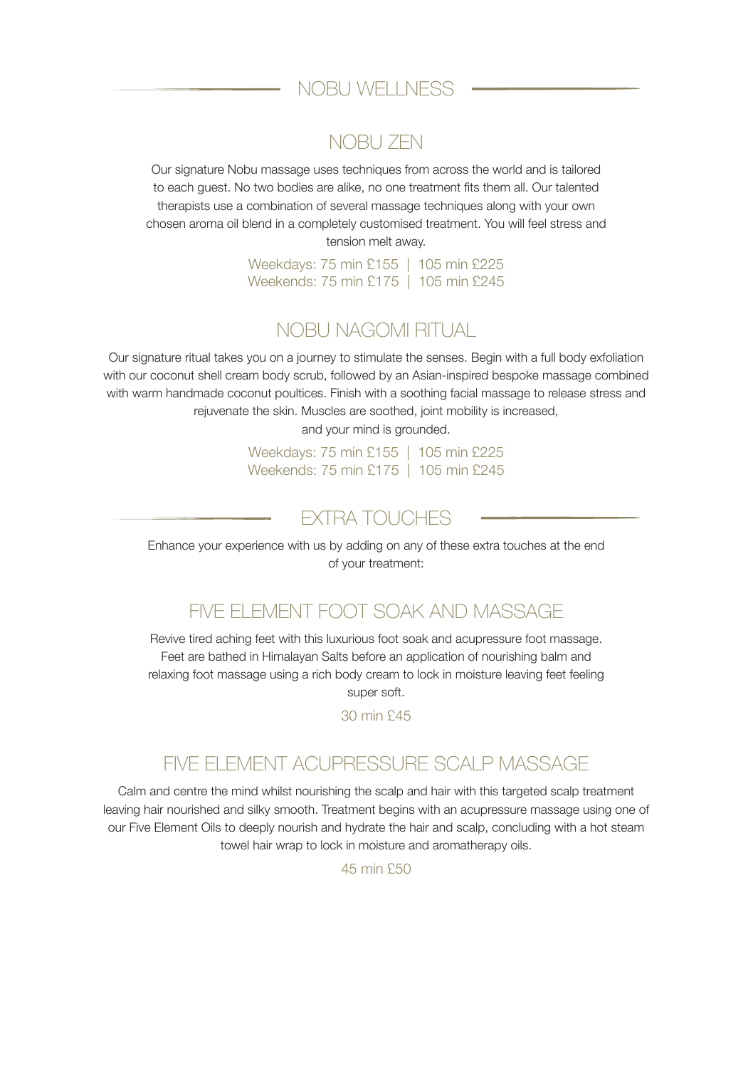# NOBU WELLNESS

## NOBU ZEN

Our signature Nobu massage uses techniques from across the world and is tailored to each guest. No two bodies are alike, no one treatment fits them all. Our talented therapists use a combination of several massage techniques along with your own chosen aroma oil blend in a completely customised treatment. You will feel stress and tension melt away.

Weekdays: 75 min £155 | 105 min £225
Weekends: 75 min £175 | 105 min £245

## NOBU NAGOMI RITUAL

Our signature ritual takes you on a journey to stimulate the senses. Begin with a full body exfoliation with our coconut shell cream body scrub, followed by an Asian-inspired bespoke massage combined with warm handmade coconut poultices. Finish with a soothing facial massage to release stress and rejuvenate the skin. Muscles are soothed, joint mobility is increased, and your mind is grounded.

Weekdays: 75 min £155 | 105 min £225
Weekends: 75 min £175 | 105 min £245

# EXTRA TOUCHES

Enhance your experience with us by adding on any of these extra touches at the end of your treatment:

## FIVE ELEMENT FOOT SOAK AND MASSAGE

Revive tired aching feet with this luxurious foot soak and acupressure foot massage. Feet are bathed in Himalayan Salts before an application of nourishing balm and relaxing foot massage using a rich body cream to lock in moisture leaving feet feeling super soft.

30 min £45

## FIVE ELEMENT ACUPRESSURE SCALP MASSAGE

Calm and centre the mind whilst nourishing the scalp and hair with this targeted scalp treatment leaving hair nourished and silky smooth. Treatment begins with an acupressure massage using one of our Five Element Oils to deeply nourish and hydrate the hair and scalp, concluding with a hot steam towel hair wrap to lock in moisture and aromatherapy oils.

45 min £50